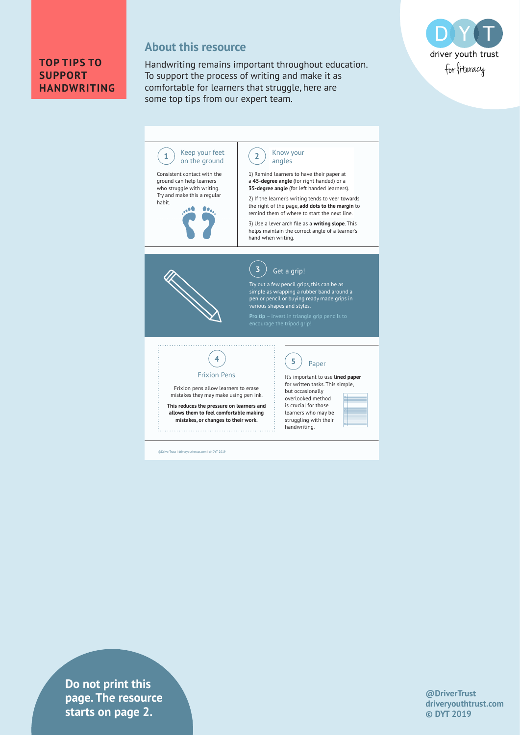# TOP TIPS TO SUPPORT HANDWRITING

## About this resource

Handwriting remains important throughout education. To support the process of writing and make it as comfortable for learners that struggle, here are some top tips from our expert team.

driver youth trust for literacy

### 1 Keep your feet on the ground

Consistent contact with the ground can help learners who struggle with writing. Try and make this a regular habit.

### 2 Know your angles

1) Remind learners to have their paper at a **45-degree angle** (for right handed) or a **35-degree angle** (for left handed learners).

2) If the learner's writing tends to veer towards the right of the page, **add dots to the margin** to remind them of where to start the next line.

3) Use a lever arch file as a **writing slope**. This helps maintain the correct angle of a learner's hand when writing.

### 3 Get a grip!

Try out a few pencil grips, this can be as simple as wrapping a rubber band around a pen or pencil or buying ready made grips in various shapes and styles.

**Pro tip** – invest in triangle grip pencils to encourage the tripod grip!

### 4 Frixion Pens

Frixion pens allow learners to erase mistakes they may make using pen ink.

**This reduces the pressure on learners and allows them to feel comfortable making mistakes, or changes to their work.**

### 5 Paper

It's important to use **lined paper** for written tasks. This simple, but occasionally overlooked method is crucial for those learners who may be struggling with their handwriting.

@DriverTrust | driveryouthtrust.com | © DYT 2019

**Do not print this page. The resource starts on page 2.**

**@DriverTrust**
**driveryouthtrust.com**
**© DYT 2019**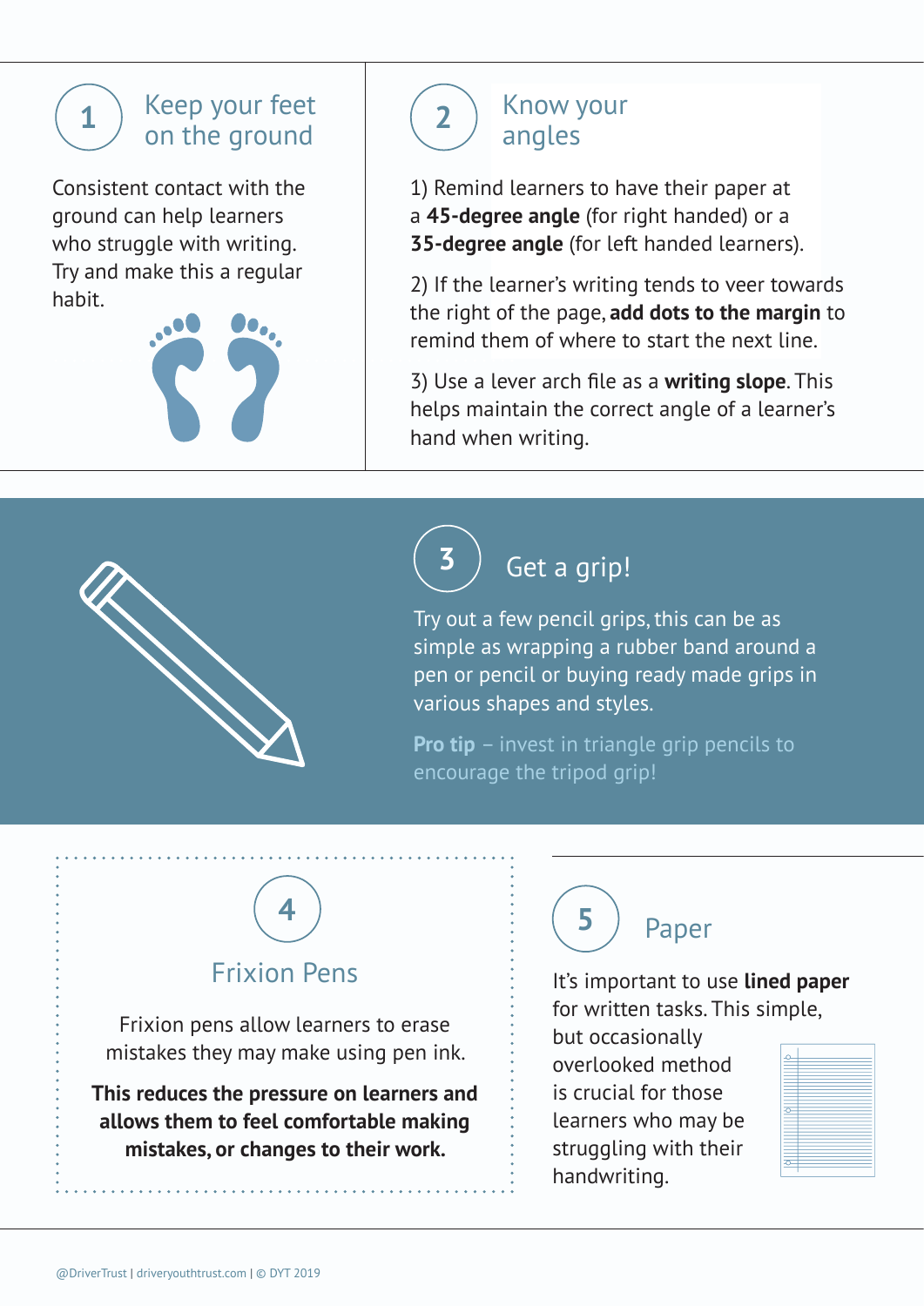## 1 Keep your feet on the ground

Consistent contact with the ground can help learners who struggle with writing. Try and make this a regular habit.

## 2 Know your angles

1) Remind learners to have their paper at a **45-degree angle** (for right handed) or a **35-degree angle** (for left handed learners).

2) If the learner's writing tends to veer towards the right of the page, **add dots to the margin** to remind them of where to start the next line.

3) Use a lever arch file as a **writing slope**. This helps maintain the correct angle of a learner's hand when writing.

## 3 Get a grip!

Try out a few pencil grips, this can be as simple as wrapping a rubber band around a pen or pencil or buying ready made grips in various shapes and styles.

**Pro tip** – invest in triangle grip pencils to encourage the tripod grip!

## 4 Frixion Pens

Frixion pens allow learners to erase mistakes they may make using pen ink.

**This reduces the pressure on learners and allows them to feel comfortable making mistakes, or changes to their work.**

## 5 Paper

It's important to use **lined paper** for written tasks. This simple, but occasionally overlooked method is crucial for those learners who may be struggling with their handwriting.

@DriverTrust | driveryouthtrust.com | © DYT 2019